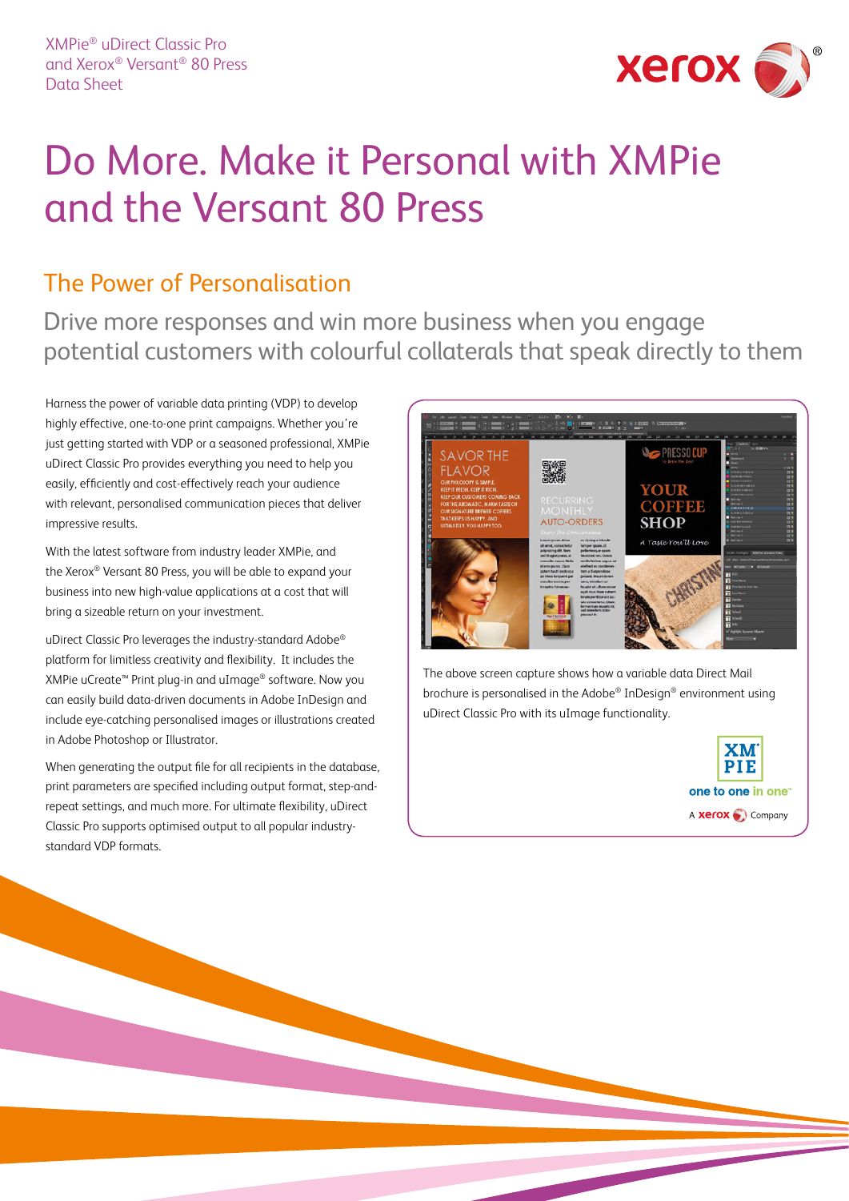XMPie® uDirect Classic Pro and Xerox® Versant® 80 Press Data Sheet

# Do More. Make it Personal with XMPie and the Versant 80 Press

## The Power of Personalisation

Drive more responses and win more business when you engage potential customers with colourful collaterals that speak directly to them

Harness the power of variable data printing (VDP) to develop highly effective, one-to-one print campaigns. Whether you're just getting started with VDP or a seasoned professional, XMPie uDirect Classic Pro provides everything you need to help you easily, efficiently and cost-effectively reach your audience with relevant, personalised communication pieces that deliver impressive results.

With the latest software from industry leader XMPie, and the Xerox® Versant 80 Press, you will be able to expand your business into new high-value applications at a cost that will bring a sizeable return on your investment.

uDirect Classic Pro leverages the industry-standard Adobe® platform for limitless creativity and flexibility. It includes the XMPie uCreate™ Print plug-in and uImage® software. Now you can easily build data-driven documents in Adobe InDesign and include eye-catching personalised images or illustrations created in Adobe Photoshop or Illustrator.

When generating the output file for all recipients in the database, print parameters are specified including output format, step-and-repeat settings, and much more. For ultimate flexibility, uDirect Classic Pro supports optimised output to all popular industry-standard VDP formats.

The above screen capture shows how a variable data Direct Mail brochure is personalised in the Adobe® InDesign® environment using uDirect Classic Pro with its uImage functionality.

XMPie — one to one in one™ — A Xerox Company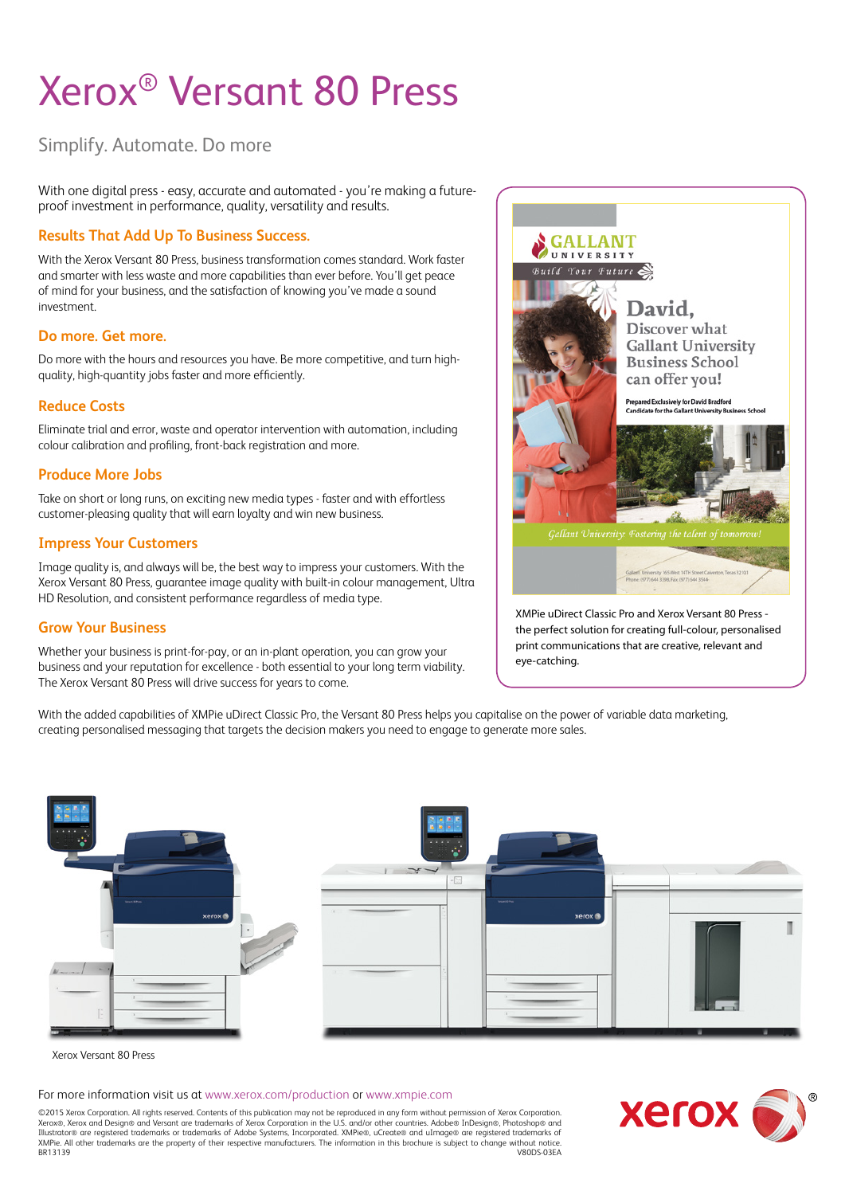# Xerox® Versant 80 Press

## Simplify. Automate. Do more

With one digital press - easy, accurate and automated - you're making a future-proof investment in performance, quality, versatility and results.

### Results That Add Up To Business Success.

With the Xerox Versant 80 Press, business transformation comes standard. Work faster and smarter with less waste and more capabilities than ever before. You'll get peace of mind for your business, and the satisfaction of knowing you've made a sound investment.

### Do more. Get more.

Do more with the hours and resources you have. Be more competitive, and turn high-quality, high-quantity jobs faster and more efficiently.

### Reduce Costs

Eliminate trial and error, waste and operator intervention with automation, including colour calibration and profiling, front-back registration and more.

### Produce More Jobs

Take on short or long runs, on exciting new media types - faster and with effortless customer-pleasing quality that will earn loyalty and win new business.

### Impress Your Customers

Image quality is, and always will be, the best way to impress your customers. With the Xerox Versant 80 Press, guarantee image quality with built-in colour management, Ultra HD Resolution, and consistent performance regardless of media type.

### Grow Your Business

Whether your business is print-for-pay, or an in-plant operation, you can grow your business and your reputation for excellence - both essential to your long term viability. The Xerox Versant 80 Press will drive success for years to come.

XMPie uDirect Classic Pro and Xerox Versant 80 Press - the perfect solution for creating full-colour, personalised print communications that are creative, relevant and eye-catching.

With the added capabilities of XMPie uDirect Classic Pro, the Versant 80 Press helps you capitalise on the power of variable data marketing, creating personalised messaging that targets the decision makers you need to engage to generate more sales.

Xerox Versant 80 Press

For more information visit us at www.xerox.com/production or www.xmpie.com

©2015 Xerox Corporation. All rights reserved. Contents of this publication may not be reproduced in any form without permission of Xerox Corporation. Xerox®, Xerox and Design® and Versant are trademarks of Xerox Corporation in the U.S. and/or other countries. Adobe® InDesign®, Photoshop® and Illustrator® are registered trademarks or trademarks of Adobe Systems, Incorporated. XMPie®, uCreate® and uImage® are registered trademarks of XMPie. All other trademarks are the property of their respective manufacturers. The information in this brochure is subject to change without notice.
BR13139 V80DS-03EA